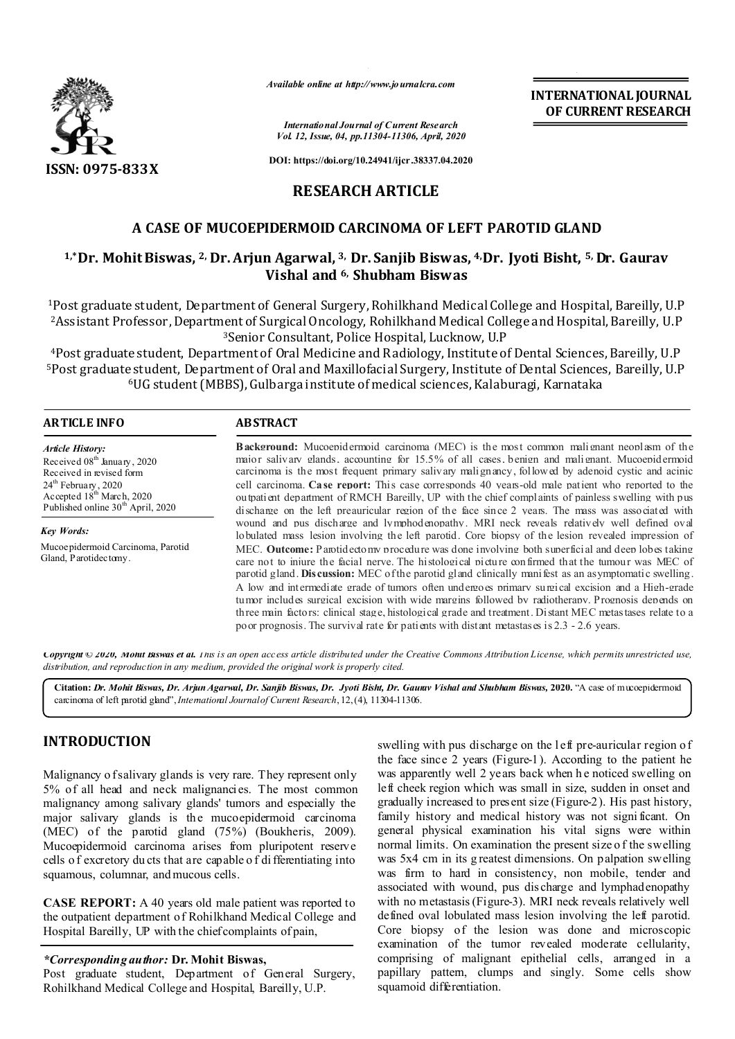*Available online at http://www.journalcra.com*

*International Journal of Current Research*
*Vol. 12, Issue, 04, pp.11304-11306, April, 2020*

**DOI: https://doi.org/10.24941/ijcr.38337.04.2020**

**INTERNATIONAL JOURNAL OF CURRENT RESEARCH**

**ISSN: 0975-833X**

## RESEARCH ARTICLE

# A CASE OF MUCOEPIDERMOID CARCINOMA OF LEFT PAROTID GLAND

**[1,*]Dr. Mohit Biswas, [2] Dr. Arjun Agarwal, [3] Dr. Sanjib Biswas, [4]Dr. Jyoti Bisht, [5] Dr. Gaurav Vishal and [6] Shubham Biswas**

[1]Post graduate student, Department of General Surgery, Rohilkhand Medical College and Hospital, Bareilly, U.P
[2]Assistant Professor, Department of Surgical Oncology, Rohilkhand Medical College and Hospital, Bareilly, U.P
[3]Senior Consultant, Police Hospital, Lucknow, U.P
[4]Post graduate student, Department of Oral Medicine and Radiology, Institute of Dental Sciences, Bareilly, U.P
[5]Post graduate student, Department of Oral and Maxillofacial Surgery, Institute of Dental Sciences, Bareilly, U.P
[6]UG student (MBBS), Gulbarga institute of medical sciences, Kalaburagi, Karnataka

### ARTICLE INFO

*Article History:*
Received 08[th] January, 2020
Received in revised form
24[th] February, 2020
Accepted 18[th] March, 2020
Published online 30[th] April, 2020

*Key Words:*
Mucoepidermoid Carcinoma, Parotid Gland, Parotidectomy.

### ABSTRACT

**Background:** Mucoepidermoid carcinoma (MEC) is the most common malignant neoplasm of the major salivary glands, accounting for 15.5% of all cases, benign and malignant. Mucoepidermoid carcinoma is the most frequent primary salivary malignancy, followed by adenoid cystic and acinic cell carcinoma. **Case report:** This case corresponds 40 years-old male patient who reported to the outpatient department of RMCH Bareilly, UP with the chief complaints of painless swelling with pus discharge on the left preauricular region of the face since 2 years. The mass was associated with wound and pus discharge and lymphodenopathy. MRI neck reveals relatively well defined oval lobulated mass lesion involving the left parotid. Core biopsy of the lesion revealed impression of MEC. **Outcome:** Parotidectomy procedure was done involving both superficial and deep lobes taking care not to injure the facial nerve. The histological picture confirmed that the tumour was MEC of parotid gland. **Discussion:** MEC of the parotid gland clinically manifest as an asymptomatic swelling. A low and intermediate grade of tumors often undergoes primary surgical excision and a High-grade tumor includes surgical excision with wide margins followed by radiotherapy. Prognosis depends on three main factors: clinical stage, histological grade and treatment. Distant MEC metastases relate to a poor prognosis. The survival rate for patients with distant metastases is 2.3 - 2.6 years.

*Copyright © 2020, Mohit Biswas et al. This is an open access article distributed under the Creative Commons Attribution License, which permits unrestricted use, distribution, and reproduction in any medium, provided the original work is properly cited.*

**Citation:** *Dr. Mohit Biswas, Dr. Arjun Agarwal, Dr. Sanjib Biswas, Dr. Jyoti Bisht, Dr. Gaurav Vishal and Shubham Biswas*, **2020.** "A case of mucoepidermoid carcinoma of left parotid gland", *International Journal of Current Research*, 12, (4), 11304-11306.

## INTRODUCTION

Malignancy of salivary glands is very rare. They represent only 5% of all head and neck malignancies. The most common malignancy among salivary glands' tumors and especially the major salivary glands is the mucoepidermoid carcinoma (MEC) of the parotid gland (75%) (Boukheris, 2009). Mucoepidermoid carcinoma arises from pluripotent reserve cells of excretory ducts that are capable of differentiating into squamous, columnar, and mucous cells.

**CASE REPORT:** A 40 years old male patient was reported to the outpatient department of Rohilkhand Medical College and Hospital Bareilly, UP with the chief complaints of pain, swelling with pus discharge on the left pre-auricular region of the face since 2 years (Figure-1). According to the patient he was apparently well 2 years back when he noticed swelling on left cheek region which was small in size, sudden in onset and gradually increased to present size (Figure-2). His past history, family history and medical history was not significant. On general physical examination his vital signs were within normal limits. On examination the present size of the swelling was 5x4 cm in its greatest dimensions. On palpation swelling was firm to hard in consistency, non mobile, tender and associated with wound, pus discharge and lymphadenopathy with no metastasis (Figure-3). MRI neck reveals relatively well defined oval lobulated mass lesion involving the left parotid. Core biopsy of the lesion was done and microscopic examination of the tumor revealed moderate cellularity, comprising of malignant epithelial cells, arranged in a papillary pattern, clumps and singly. Some cells show squamoid differentiation.

***Corresponding author:** **Dr. Mohit Biswas,**
Post graduate student, Department of General Surgery, Rohilkhand Medical College and Hospital, Bareilly, U.P.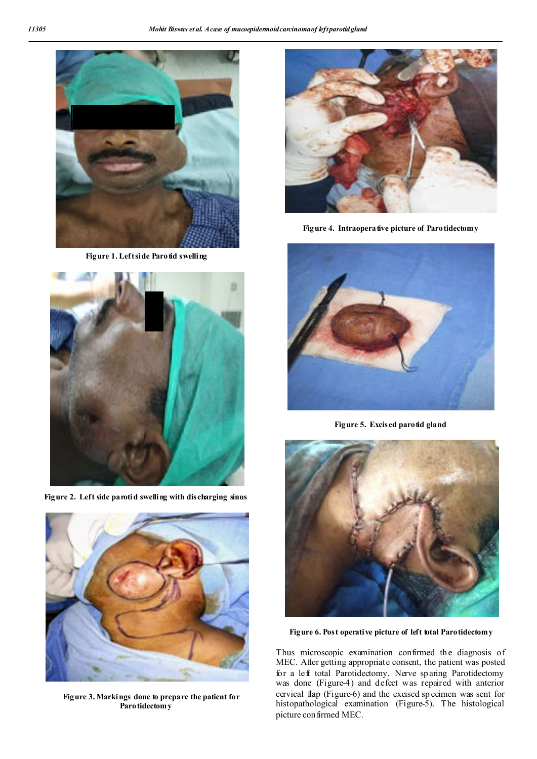Figure 1. Leftside Parotid swelling

Figure 2. Left side parotid swelling with discharging sinus

Figure 3. Markings done to prepare the patient for Parotidectomy

Figure 4. Intraoperative picture of Parotidectomy

Figure 5. Excised parotid gland

Figure 6. Post operative picture of left total Parotidectomy

Thus microscopic examination confirmed the diagnosis of MEC. After getting appropriate consent, the patient was posted for a left total Parotidectomy. Nerve sparing Parotidectomy was done (Figure-4) and defect was repaired with anterior cervical flap (Figure-6) and the excised specimen was sent for histopathological examination (Figure-5). The histological picture confirmed MEC.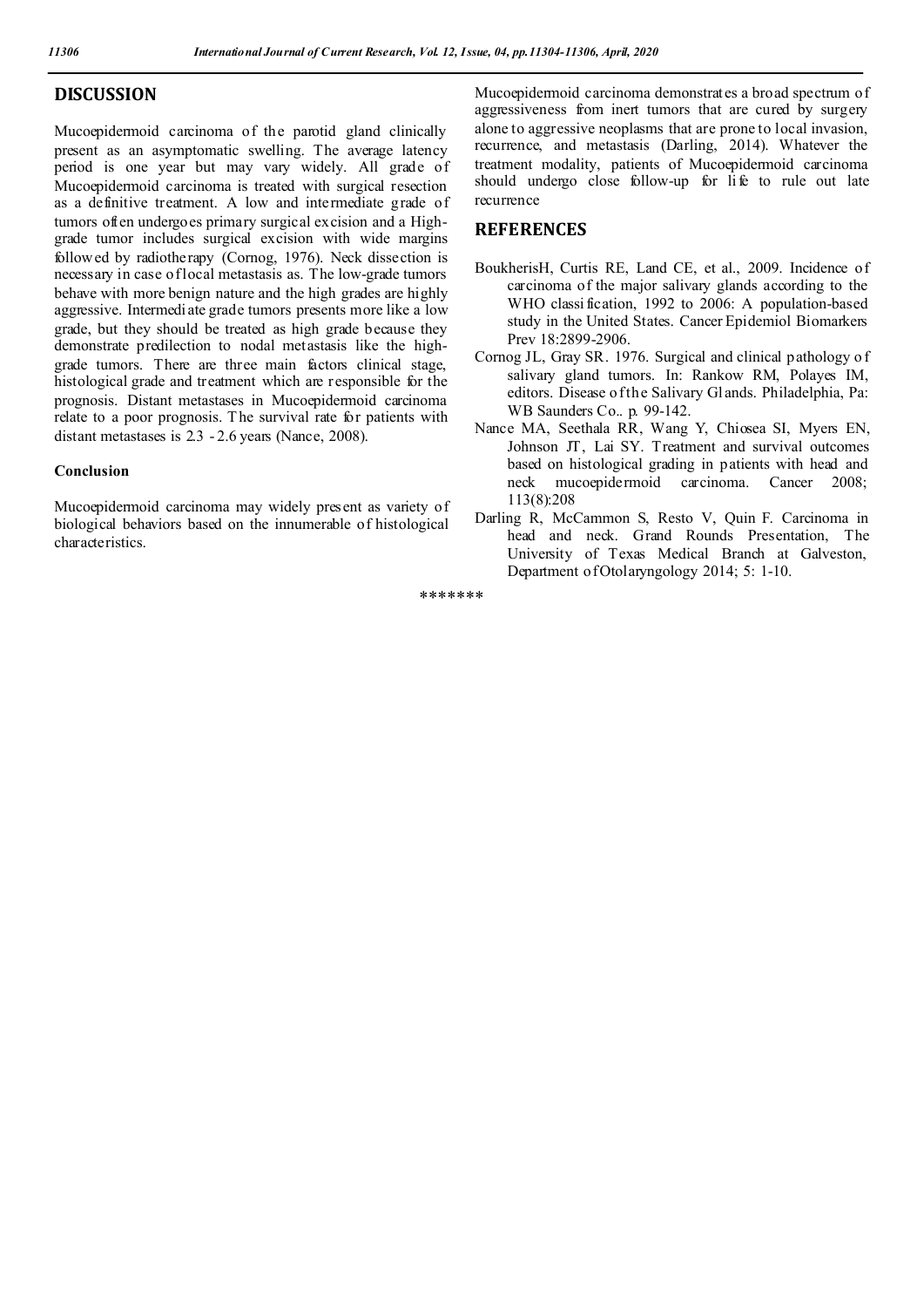## DISCUSSION

Mucoepidermoid carcinoma of the parotid gland clinically present as an asymptomatic swelling. The average latency period is one year but may vary widely. All grade of Mucoepidermoid carcinoma is treated with surgical resection as a definitive treatment. A low and intermediate grade of tumors often undergoes primary surgical excision and a High-grade tumor includes surgical excision with wide margins followed by radiotherapy (Cornog, 1976). Neck dissection is necessary in case of local metastasis as. The low-grade tumors behave with more benign nature and the high grades are highly aggressive. Intermediate grade tumors presents more like a low grade, but they should be treated as high grade because they demonstrate predilection to nodal metastasis like the high-grade tumors. There are three main factors clinical stage, histological grade and treatment which are responsible for the prognosis. Distant metastases in Mucoepidermoid carcinoma relate to a poor prognosis. The survival rate for patients with distant metastases is 2.3 - 2.6 years (Nance, 2008).

### Conclusion

Mucoepidermoid carcinoma may widely present as variety of biological behaviors based on the innumerable of histological characteristics.

Mucoepidermoid carcinoma demonstrates a broad spectrum of aggressiveness from inert tumors that are cured by surgery alone to aggressive neoplasms that are prone to local invasion, recurrence, and metastasis (Darling, 2014). Whatever the treatment modality, patients of Mucoepidermoid carcinoma should undergo close follow-up for life to rule out late recurrence

## REFERENCES

BoukherisH, Curtis RE, Land CE, et al., 2009. Incidence of carcinoma of the major salivary glands according to the WHO classification, 1992 to 2006: A population-based study in the United States. Cancer Epidemiol Biomarkers Prev 18:2899-2906.

Cornog JL, Gray SR. 1976. Surgical and clinical pathology of salivary gland tumors. In: Rankow RM, Polayes IM, editors. Disease of the Salivary Glands. Philadelphia, Pa: WB Saunders Co.. p. 99-142.

Nance MA, Seethala RR, Wang Y, Chiosea SI, Myers EN, Johnson JT, Lai SY. Treatment and survival outcomes based on histological grading in patients with head and neck mucoepidermoid carcinoma. Cancer 2008; 113(8):208

Darling R, McCammon S, Resto V, Quin F. Carcinoma in head and neck. Grand Rounds Presentation, The University of Texas Medical Branch at Galveston, Department of Otolaryngology 2014; 5: 1-10.

*******